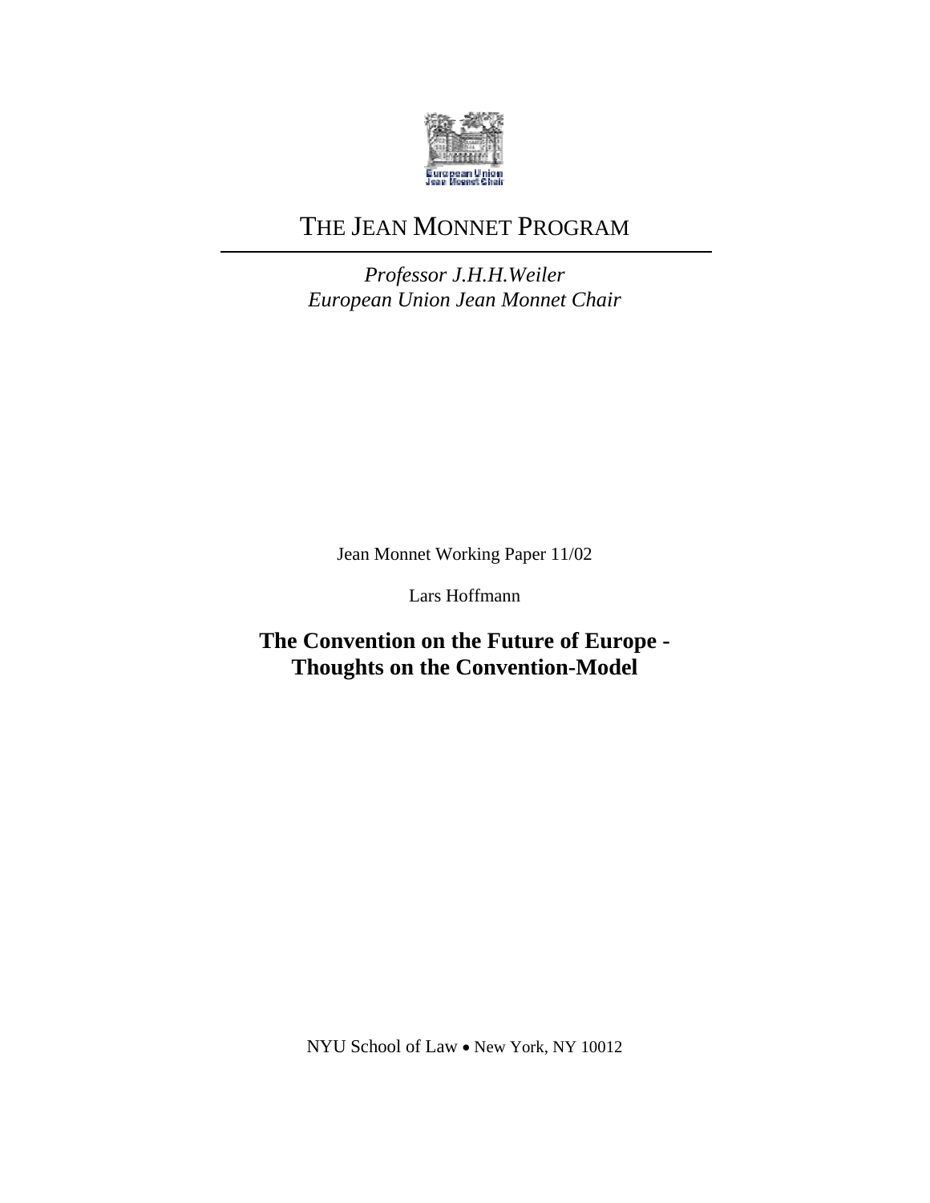# THE JEAN MONNET PROGRAM

*Professor J.H.H.Weiler*
*European Union Jean Monnet Chair*

Jean Monnet Working Paper 11/02

Lars Hoffmann

## The Convention on the Future of Europe - Thoughts on the Convention-Model

NYU School of Law • New York, NY 10012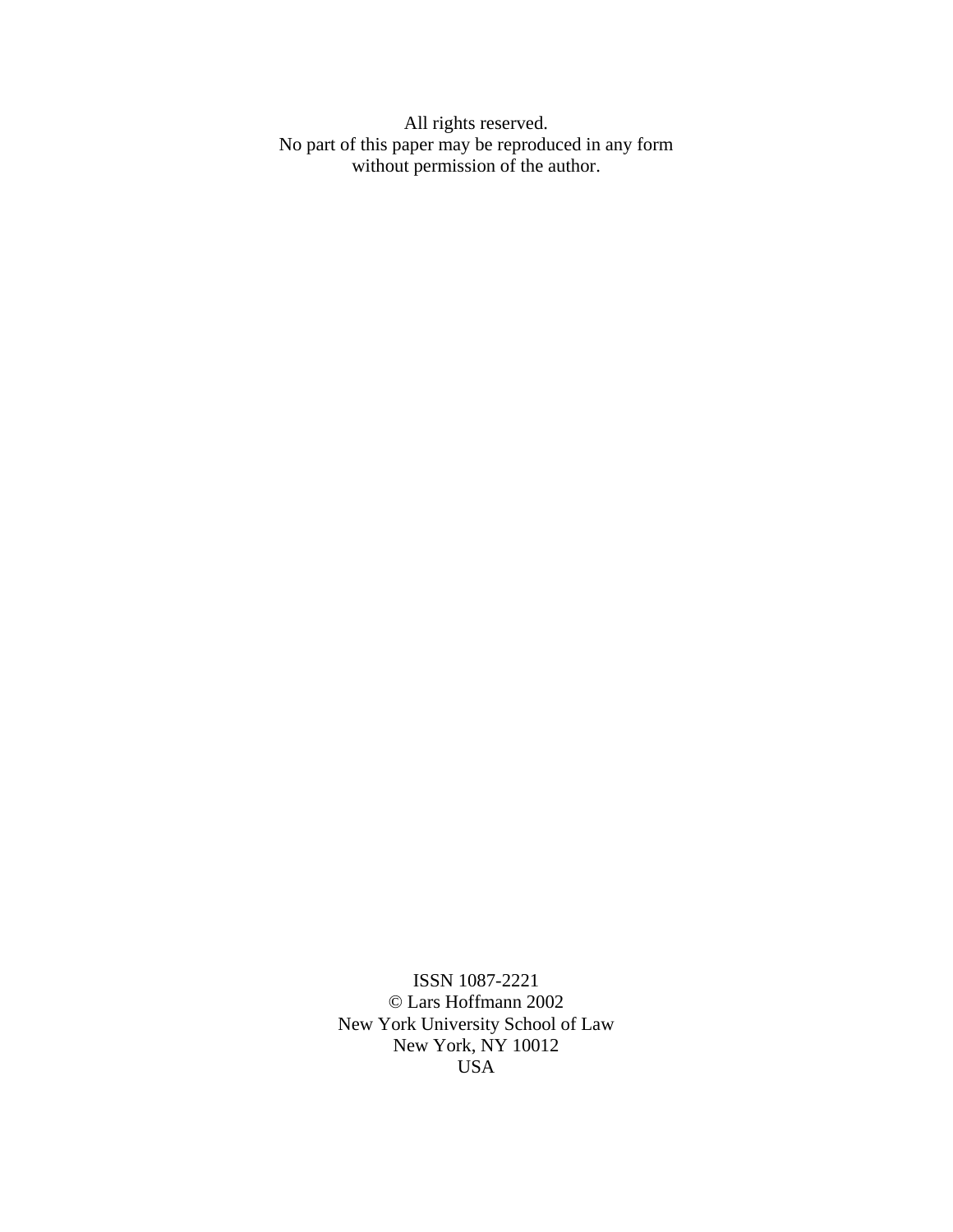All rights reserved.
No part of this paper may be reproduced in any form
without permission of the author.

ISSN 1087-2221
© Lars Hoffmann 2002
New York University School of Law
New York, NY 10012
USA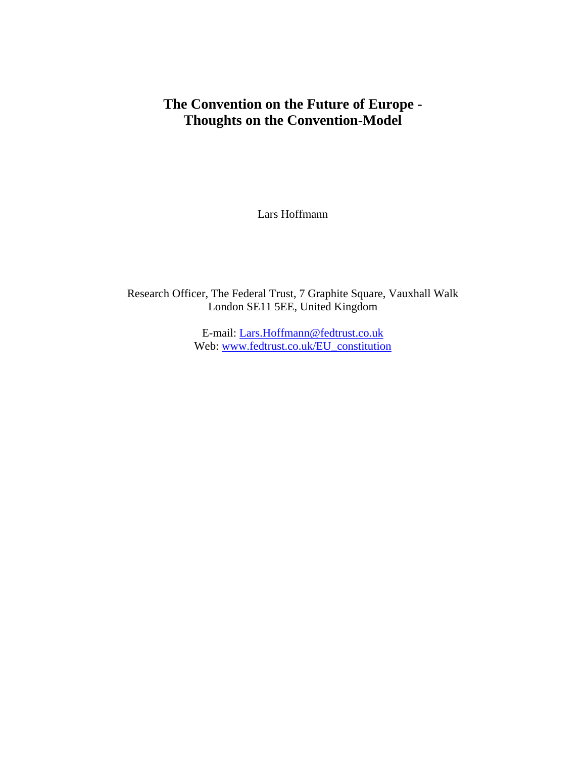# The Convention on the Future of Europe - Thoughts on the Convention-Model

Lars Hoffmann

Research Officer, The Federal Trust, 7 Graphite Square, Vauxhall Walk
London SE11 5EE, United Kingdom

E-mail: Lars.Hoffmann@fedtrust.co.uk
Web: www.fedtrust.co.uk/EU_constitution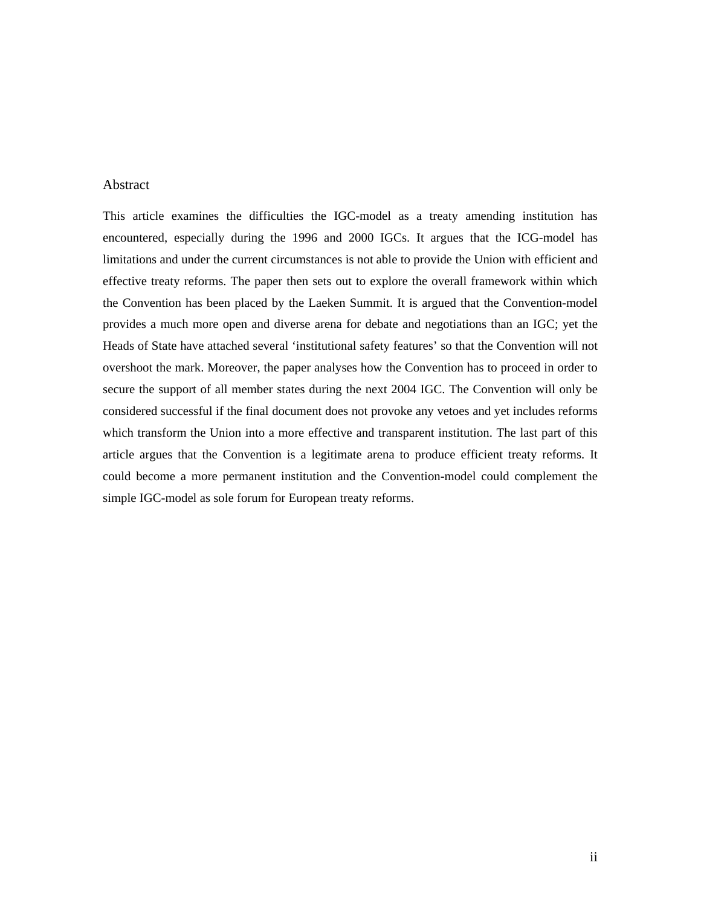## Abstract

This article examines the difficulties the IGC-model as a treaty amending institution has encountered, especially during the 1996 and 2000 IGCs. It argues that the ICG-model has limitations and under the current circumstances is not able to provide the Union with efficient and effective treaty reforms. The paper then sets out to explore the overall framework within which the Convention has been placed by the Laeken Summit. It is argued that the Convention-model provides a much more open and diverse arena for debate and negotiations than an IGC; yet the Heads of State have attached several 'institutional safety features' so that the Convention will not overshoot the mark. Moreover, the paper analyses how the Convention has to proceed in order to secure the support of all member states during the next 2004 IGC. The Convention will only be considered successful if the final document does not provoke any vetoes and yet includes reforms which transform the Union into a more effective and transparent institution. The last part of this article argues that the Convention is a legitimate arena to produce efficient treaty reforms. It could become a more permanent institution and the Convention-model could complement the simple IGC-model as sole forum for European treaty reforms.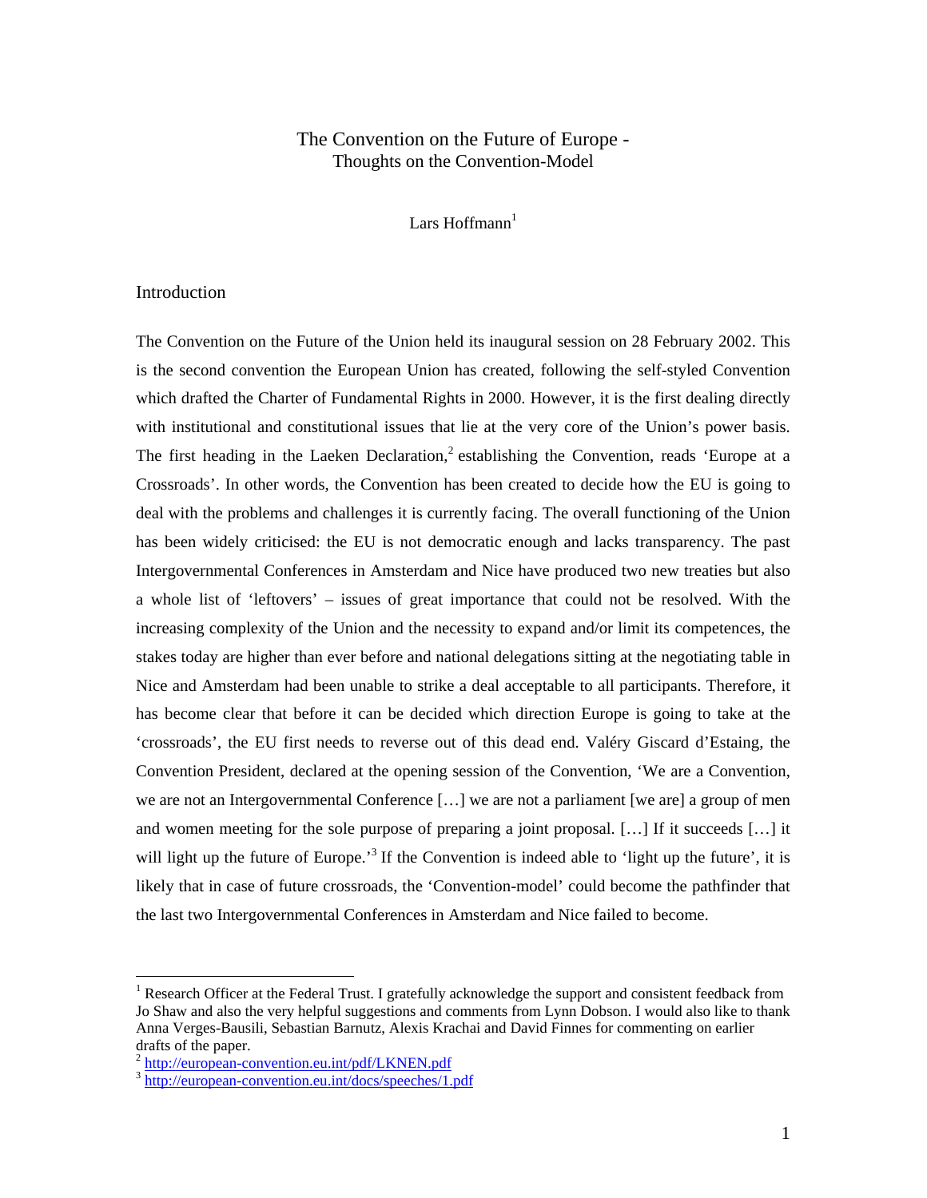# The Convention on the Future of Europe - Thoughts on the Convention-Model

Lars Hoffmann[1]

## Introduction

The Convention on the Future of the Union held its inaugural session on 28 February 2002. This is the second convention the European Union has created, following the self-styled Convention which drafted the Charter of Fundamental Rights in 2000. However, it is the first dealing directly with institutional and constitutional issues that lie at the very core of the Union's power basis. The first heading in the Laeken Declaration,[2] establishing the Convention, reads 'Europe at a Crossroads'. In other words, the Convention has been created to decide how the EU is going to deal with the problems and challenges it is currently facing. The overall functioning of the Union has been widely criticised: the EU is not democratic enough and lacks transparency. The past Intergovernmental Conferences in Amsterdam and Nice have produced two new treaties but also a whole list of 'leftovers' – issues of great importance that could not be resolved. With the increasing complexity of the Union and the necessity to expand and/or limit its competences, the stakes today are higher than ever before and national delegations sitting at the negotiating table in Nice and Amsterdam had been unable to strike a deal acceptable to all participants. Therefore, it has become clear that before it can be decided which direction Europe is going to take at the 'crossroads', the EU first needs to reverse out of this dead end. Valéry Giscard d'Estaing, the Convention President, declared at the opening session of the Convention, 'We are a Convention, we are not an Intergovernmental Conference […] we are not a parliament [we are] a group of men and women meeting for the sole purpose of preparing a joint proposal. […] If it succeeds […] it will light up the future of Europe.'[3] If the Convention is indeed able to 'light up the future', it is likely that in case of future crossroads, the 'Convention-model' could become the pathfinder that the last two Intergovernmental Conferences in Amsterdam and Nice failed to become.

---

[1] Research Officer at the Federal Trust. I gratefully acknowledge the support and consistent feedback from Jo Shaw and also the very helpful suggestions and comments from Lynn Dobson. I would also like to thank Anna Verges-Bausili, Sebastian Barnutz, Alexis Krachai and David Finnes for commenting on earlier drafts of the paper.

[2] http://european-convention.eu.int/pdf/LKNEN.pdf

[3] http://european-convention.eu.int/docs/speeches/1.pdf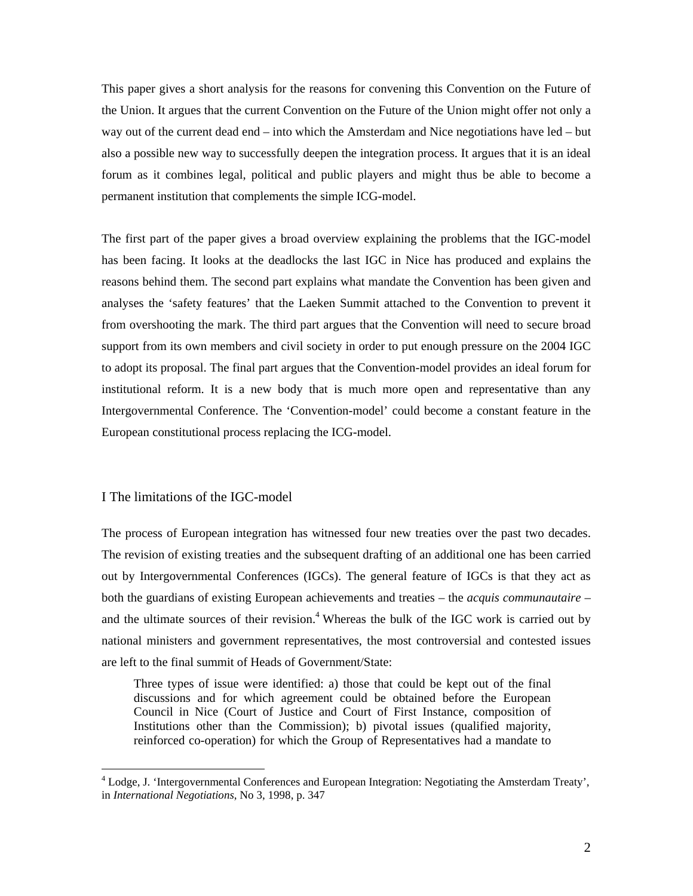This paper gives a short analysis for the reasons for convening this Convention on the Future of the Union. It argues that the current Convention on the Future of the Union might offer not only a way out of the current dead end – into which the Amsterdam and Nice negotiations have led – but also a possible new way to successfully deepen the integration process. It argues that it is an ideal forum as it combines legal, political and public players and might thus be able to become a permanent institution that complements the simple ICG-model.

The first part of the paper gives a broad overview explaining the problems that the IGC-model has been facing. It looks at the deadlocks the last IGC in Nice has produced and explains the reasons behind them. The second part explains what mandate the Convention has been given and analyses the 'safety features' that the Laeken Summit attached to the Convention to prevent it from overshooting the mark. The third part argues that the Convention will need to secure broad support from its own members and civil society in order to put enough pressure on the 2004 IGC to adopt its proposal. The final part argues that the Convention-model provides an ideal forum for institutional reform. It is a new body that is much more open and representative than any Intergovernmental Conference. The 'Convention-model' could become a constant feature in the European constitutional process replacing the ICG-model.

## I The limitations of the IGC-model

The process of European integration has witnessed four new treaties over the past two decades. The revision of existing treaties and the subsequent drafting of an additional one has been carried out by Intergovernmental Conferences (IGCs). The general feature of IGCs is that they act as both the guardians of existing European achievements and treaties – the *acquis communautaire* – and the ultimate sources of their revision.[4] Whereas the bulk of the IGC work is carried out by national ministers and government representatives, the most controversial and contested issues are left to the final summit of Heads of Government/State:

> Three types of issue were identified: a) those that could be kept out of the final discussions and for which agreement could be obtained before the European Council in Nice (Court of Justice and Court of First Instance, composition of Institutions other than the Commission); b) pivotal issues (qualified majority, reinforced co-operation) for which the Group of Representatives had a mandate to

[4] Lodge, J. 'Intergovernmental Conferences and European Integration: Negotiating the Amsterdam Treaty', in *International Negotiations*, No 3, 1998, p. 347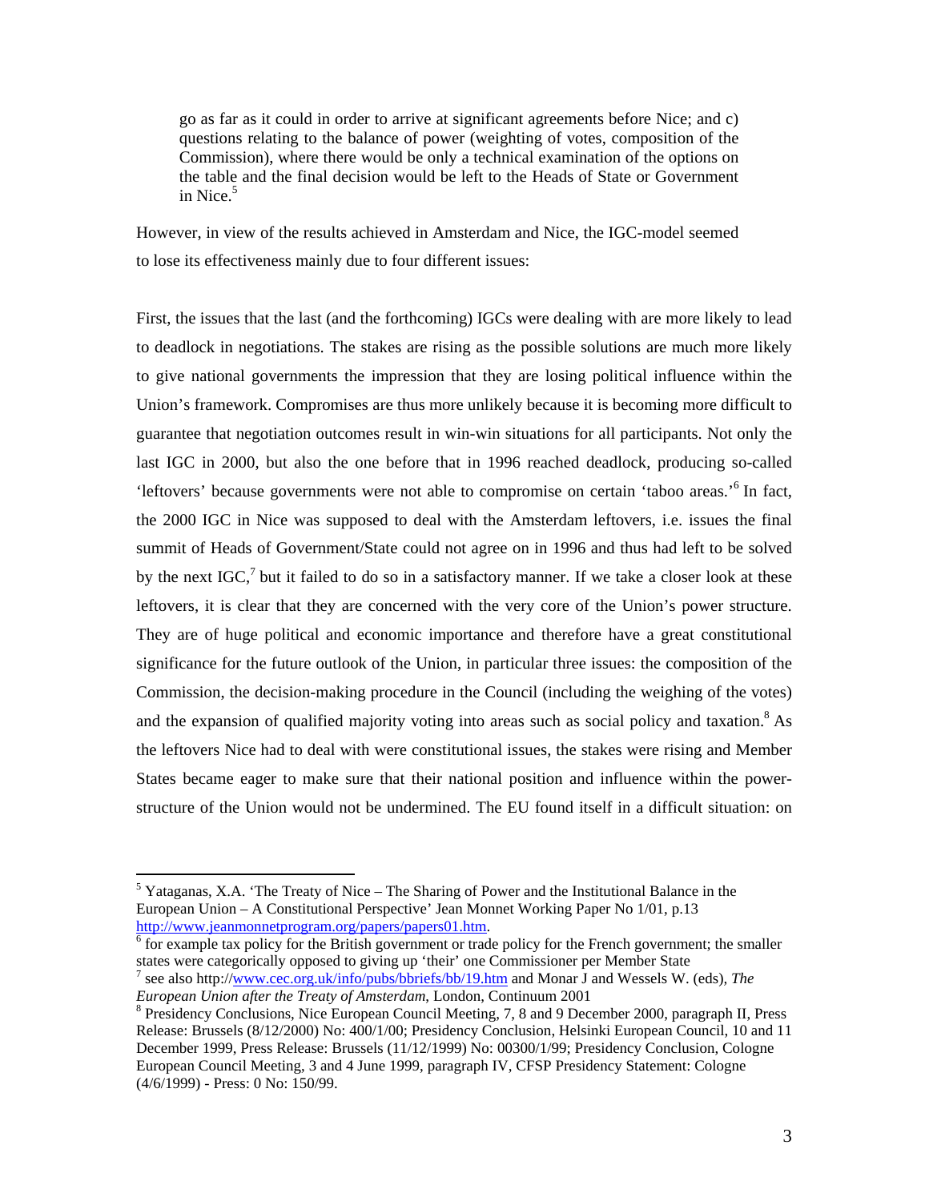> go as far as it could in order to arrive at significant agreements before Nice; and c) questions relating to the balance of power (weighting of votes, composition of the Commission), where there would be only a technical examination of the options on the table and the final decision would be left to the Heads of State or Government in Nice.[5]

However, in view of the results achieved in Amsterdam and Nice, the IGC-model seemed to lose its effectiveness mainly due to four different issues:

First, the issues that the last (and the forthcoming) IGCs were dealing with are more likely to lead to deadlock in negotiations. The stakes are rising as the possible solutions are much more likely to give national governments the impression that they are losing political influence within the Union's framework. Compromises are thus more unlikely because it is becoming more difficult to guarantee that negotiation outcomes result in win-win situations for all participants. Not only the last IGC in 2000, but also the one before that in 1996 reached deadlock, producing so-called 'leftovers' because governments were not able to compromise on certain 'taboo areas.'[6] In fact, the 2000 IGC in Nice was supposed to deal with the Amsterdam leftovers, i.e. issues the final summit of Heads of Government/State could not agree on in 1996 and thus had left to be solved by the next IGC,[7] but it failed to do so in a satisfactory manner. If we take a closer look at these leftovers, it is clear that they are concerned with the very core of the Union's power structure. They are of huge political and economic importance and therefore have a great constitutional significance for the future outlook of the Union, in particular three issues: the composition of the Commission, the decision-making procedure in the Council (including the weighing of the votes) and the expansion of qualified majority voting into areas such as social policy and taxation.[8] As the leftovers Nice had to deal with were constitutional issues, the stakes were rising and Member States became eager to make sure that their national position and influence within the power-structure of the Union would not be undermined. The EU found itself in a difficult situation: on

---

[5] Yataganas, X.A. 'The Treaty of Nice – The Sharing of Power and the Institutional Balance in the European Union – A Constitutional Perspective' Jean Monnet Working Paper No 1/01, p.13 http://www.jeanmonnetprogram.org/papers/papers01.htm.

[6] for example tax policy for the British government or trade policy for the French government; the smaller states were categorically opposed to giving up 'their' one Commissioner per Member State

[7] see also http://www.cec.org.uk/info/pubs/bbriefs/bb/19.htm and Monar J and Wessels W. (eds), *The European Union after the Treaty of Amsterdam*, London, Continuum 2001

[8] Presidency Conclusions, Nice European Council Meeting, 7, 8 and 9 December 2000, paragraph II, Press Release: Brussels (8/12/2000) No: 400/1/00; Presidency Conclusion, Helsinki European Council, 10 and 11 December 1999, Press Release: Brussels (11/12/1999) No: 00300/1/99; Presidency Conclusion, Cologne European Council Meeting, 3 and 4 June 1999, paragraph IV, CFSP Presidency Statement: Cologne (4/6/1999) - Press: 0 No: 150/99.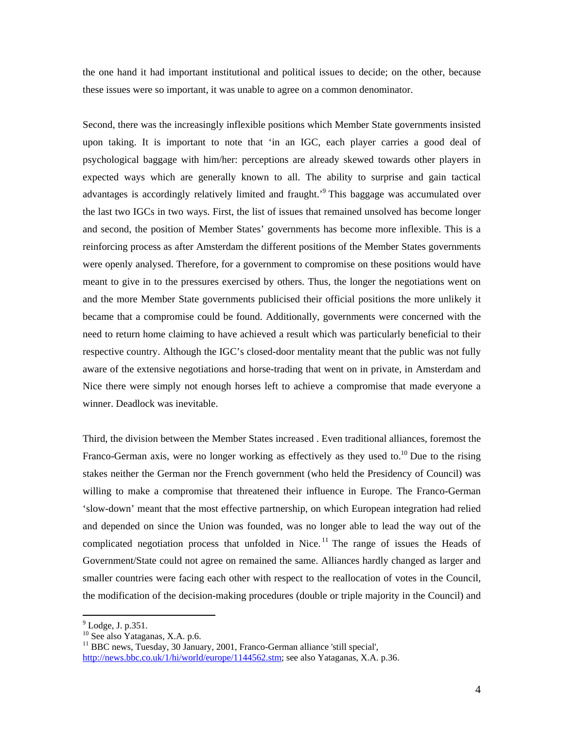the one hand it had important institutional and political issues to decide; on the other, because these issues were so important, it was unable to agree on a common denominator.

Second, there was the increasingly inflexible positions which Member State governments insisted upon taking. It is important to note that 'in an IGC, each player carries a good deal of psychological baggage with him/her: perceptions are already skewed towards other players in expected ways which are generally known to all. The ability to surprise and gain tactical advantages is accordingly relatively limited and fraught.'[9] This baggage was accumulated over the last two IGCs in two ways. First, the list of issues that remained unsolved has become longer and second, the position of Member States' governments has become more inflexible. This is a reinforcing process as after Amsterdam the different positions of the Member States governments were openly analysed. Therefore, for a government to compromise on these positions would have meant to give in to the pressures exercised by others. Thus, the longer the negotiations went on and the more Member State governments publicised their official positions the more unlikely it became that a compromise could be found. Additionally, governments were concerned with the need to return home claiming to have achieved a result which was particularly beneficial to their respective country. Although the IGC's closed-door mentality meant that the public was not fully aware of the extensive negotiations and horse-trading that went on in private, in Amsterdam and Nice there were simply not enough horses left to achieve a compromise that made everyone a winner. Deadlock was inevitable.

Third, the division between the Member States increased . Even traditional alliances, foremost the Franco-German axis, were no longer working as effectively as they used to.[10] Due to the rising stakes neither the German nor the French government (who held the Presidency of Council) was willing to make a compromise that threatened their influence in Europe. The Franco-German 'slow-down' meant that the most effective partnership, on which European integration had relied and depended on since the Union was founded, was no longer able to lead the way out of the complicated negotiation process that unfolded in Nice.[11] The range of issues the Heads of Government/State could not agree on remained the same. Alliances hardly changed as larger and smaller countries were facing each other with respect to the reallocation of votes in the Council, the modification of the decision-making procedures (double or triple majority in the Council) and

---

[9] Lodge, J. p.351.

[10] See also Yataganas, X.A. p.6.

[11] BBC news, Tuesday, 30 January, 2001, Franco-German alliance 'still special', http://news.bbc.co.uk/1/hi/world/europe/1144562.stm; see also Yataganas, X.A. p.36.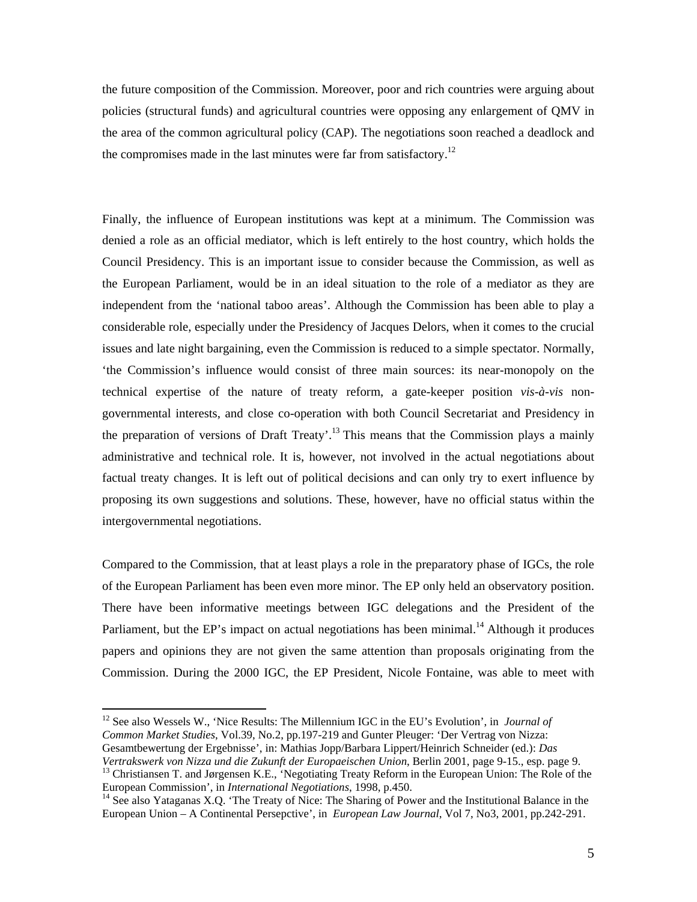the future composition of the Commission. Moreover, poor and rich countries were arguing about policies (structural funds) and agricultural countries were opposing any enlargement of QMV in the area of the common agricultural policy (CAP). The negotiations soon reached a deadlock and the compromises made in the last minutes were far from satisfactory.[12]

Finally, the influence of European institutions was kept at a minimum. The Commission was denied a role as an official mediator, which is left entirely to the host country, which holds the Council Presidency. This is an important issue to consider because the Commission, as well as the European Parliament, would be in an ideal situation to the role of a mediator as they are independent from the 'national taboo areas'. Although the Commission has been able to play a considerable role, especially under the Presidency of Jacques Delors, when it comes to the crucial issues and late night bargaining, even the Commission is reduced to a simple spectator. Normally, 'the Commission's influence would consist of three main sources: its near-monopoly on the technical expertise of the nature of treaty reform, a gate-keeper position *vis-à-vis* non-governmental interests, and close co-operation with both Council Secretariat and Presidency in the preparation of versions of Draft Treaty'.[13] This means that the Commission plays a mainly administrative and technical role. It is, however, not involved in the actual negotiations about factual treaty changes. It is left out of political decisions and can only try to exert influence by proposing its own suggestions and solutions. These, however, have no official status within the intergovernmental negotiations.

Compared to the Commission, that at least plays a role in the preparatory phase of IGCs, the role of the European Parliament has been even more minor. The EP only held an observatory position. There have been informative meetings between IGC delegations and the President of the Parliament, but the EP's impact on actual negotiations has been minimal.[14] Although it produces papers and opinions they are not given the same attention than proposals originating from the Commission. During the 2000 IGC, the EP President, Nicole Fontaine, was able to meet with

---

[12] See also Wessels W., 'Nice Results: The Millennium IGC in the EU's Evolution', in *Journal of Common Market Studies*, Vol.39, No.2, pp.197-219 and Gunter Pleuger: 'Der Vertrag von Nizza: Gesamtbewertung der Ergebnisse', in: Mathias Jopp/Barbara Lippert/Heinrich Schneider (ed.): *Das Vertrakswerk von Nizza und die Zukunft der Europaeischen Union*, Berlin 2001, page 9-15., esp. page 9.

[13] Christiansen T. and Jørgensen K.E., 'Negotiating Treaty Reform in the European Union: The Role of the European Commission', in *International Negotiations*, 1998, p.450.

[14] See also Yataganas X.Q. 'The Treaty of Nice: The Sharing of Power and the Institutional Balance in the European Union – A Continental Persepctive', in *European Law Journal*, Vol 7, No3, 2001, pp.242-291.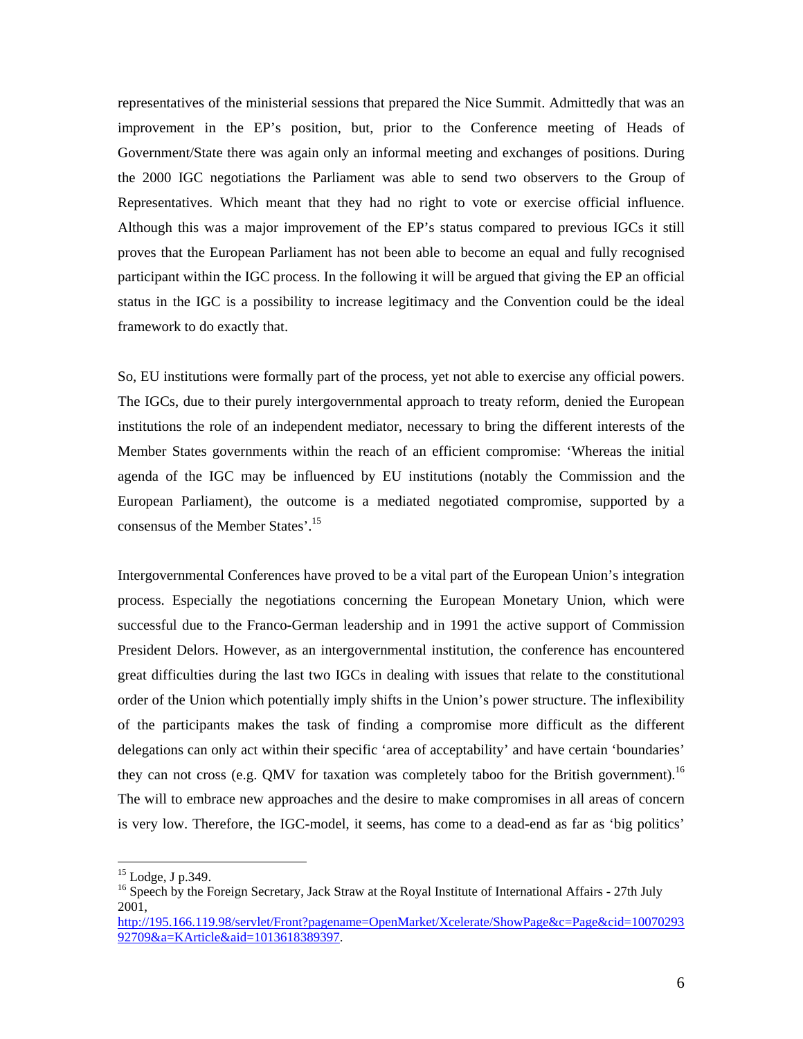representatives of the ministerial sessions that prepared the Nice Summit. Admittedly that was an improvement in the EP's position, but, prior to the Conference meeting of Heads of Government/State there was again only an informal meeting and exchanges of positions. During the 2000 IGC negotiations the Parliament was able to send two observers to the Group of Representatives. Which meant that they had no right to vote or exercise official influence. Although this was a major improvement of the EP's status compared to previous IGCs it still proves that the European Parliament has not been able to become an equal and fully recognised participant within the IGC process. In the following it will be argued that giving the EP an official status in the IGC is a possibility to increase legitimacy and the Convention could be the ideal framework to do exactly that.

So, EU institutions were formally part of the process, yet not able to exercise any official powers. The IGCs, due to their purely intergovernmental approach to treaty reform, denied the European institutions the role of an independent mediator, necessary to bring the different interests of the Member States governments within the reach of an efficient compromise: 'Whereas the initial agenda of the IGC may be influenced by EU institutions (notably the Commission and the European Parliament), the outcome is a mediated negotiated compromise, supported by a consensus of the Member States'.[15]

Intergovernmental Conferences have proved to be a vital part of the European Union's integration process. Especially the negotiations concerning the European Monetary Union, which were successful due to the Franco-German leadership and in 1991 the active support of Commission President Delors. However, as an intergovernmental institution, the conference has encountered great difficulties during the last two IGCs in dealing with issues that relate to the constitutional order of the Union which potentially imply shifts in the Union's power structure. The inflexibility of the participants makes the task of finding a compromise more difficult as the different delegations can only act within their specific 'area of acceptability' and have certain 'boundaries' they can not cross (e.g. QMV for taxation was completely taboo for the British government).[16] The will to embrace new approaches and the desire to make compromises in all areas of concern is very low. Therefore, the IGC-model, it seems, has come to a dead-end as far as 'big politics'

---

[15] Lodge, J p.349.

[16] Speech by the Foreign Secretary, Jack Straw at the Royal Institute of International Affairs - 27th July 2001, http://195.166.119.98/servlet/Front?pagename=OpenMarket/Xcelerate/ShowPage&c=Page&cid=1007029392709&a=KArticle&aid=1013618389397.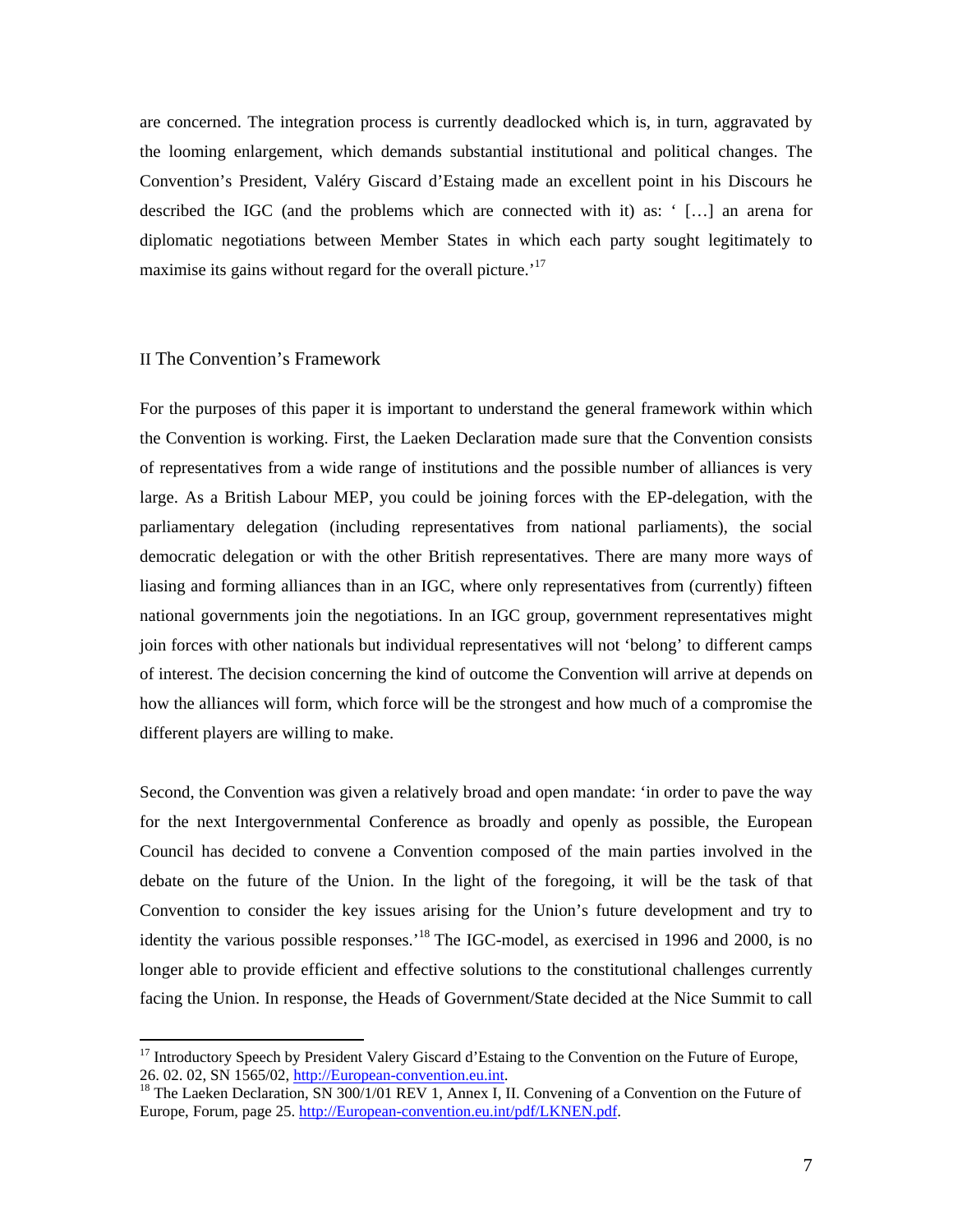are concerned. The integration process is currently deadlocked which is, in turn, aggravated by the looming enlargement, which demands substantial institutional and political changes. The Convention's President, Valéry Giscard d'Estaing made an excellent point in his Discours he described the IGC (and the problems which are connected with it) as: ' […] an arena for diplomatic negotiations between Member States in which each party sought legitimately to maximise its gains without regard for the overall picture.'[17]

## II The Convention's Framework

For the purposes of this paper it is important to understand the general framework within which the Convention is working. First, the Laeken Declaration made sure that the Convention consists of representatives from a wide range of institutions and the possible number of alliances is very large. As a British Labour MEP, you could be joining forces with the EP-delegation, with the parliamentary delegation (including representatives from national parliaments), the social democratic delegation or with the other British representatives. There are many more ways of liasing and forming alliances than in an IGC, where only representatives from (currently) fifteen national governments join the negotiations. In an IGC group, government representatives might join forces with other nationals but individual representatives will not 'belong' to different camps of interest. The decision concerning the kind of outcome the Convention will arrive at depends on how the alliances will form, which force will be the strongest and how much of a compromise the different players are willing to make.

Second, the Convention was given a relatively broad and open mandate: 'in order to pave the way for the next Intergovernmental Conference as broadly and openly as possible, the European Council has decided to convene a Convention composed of the main parties involved in the debate on the future of the Union. In the light of the foregoing, it will be the task of that Convention to consider the key issues arising for the Union's future development and try to identity the various possible responses.'[18] The IGC-model, as exercised in 1996 and 2000, is no longer able to provide efficient and effective solutions to the constitutional challenges currently facing the Union. In response, the Heads of Government/State decided at the Nice Summit to call

---

[17] Introductory Speech by President Valery Giscard d'Estaing to the Convention on the Future of Europe, 26. 02. 02, SN 1565/02, http://European-convention.eu.int.

[18] The Laeken Declaration, SN 300/1/01 REV 1, Annex I, II. Convening of a Convention on the Future of Europe, Forum, page 25. http://European-convention.eu.int/pdf/LKNEN.pdf.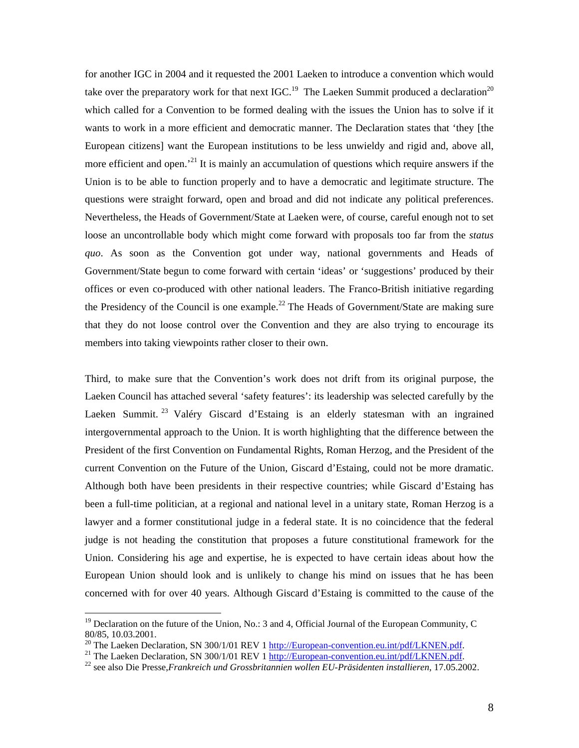for another IGC in 2004 and it requested the 2001 Laeken to introduce a convention which would take over the preparatory work for that next IGC.[19] The Laeken Summit produced a declaration[20] which called for a Convention to be formed dealing with the issues the Union has to solve if it wants to work in a more efficient and democratic manner. The Declaration states that 'they [the European citizens] want the European institutions to be less unwieldy and rigid and, above all, more efficient and open.'[21] It is mainly an accumulation of questions which require answers if the Union is to be able to function properly and to have a democratic and legitimate structure. The questions were straight forward, open and broad and did not indicate any political preferences. Nevertheless, the Heads of Government/State at Laeken were, of course, careful enough not to set loose an uncontrollable body which might come forward with proposals too far from the *status quo*. As soon as the Convention got under way, national governments and Heads of Government/State begun to come forward with certain 'ideas' or 'suggestions' produced by their offices or even co-produced with other national leaders. The Franco-British initiative regarding the Presidency of the Council is one example.[22] The Heads of Government/State are making sure that they do not loose control over the Convention and they are also trying to encourage its members into taking viewpoints rather closer to their own.

Third, to make sure that the Convention's work does not drift from its original purpose, the Laeken Council has attached several 'safety features': its leadership was selected carefully by the Laeken Summit.[23] Valéry Giscard d'Estaing is an elderly statesman with an ingrained intergovernmental approach to the Union. It is worth highlighting that the difference between the President of the first Convention on Fundamental Rights, Roman Herzog, and the President of the current Convention on the Future of the Union, Giscard d'Estaing, could not be more dramatic. Although both have been presidents in their respective countries; while Giscard d'Estaing has been a full-time politician, at a regional and national level in a unitary state, Roman Herzog is a lawyer and a former constitutional judge in a federal state. It is no coincidence that the federal judge is not heading the constitution that proposes a future constitutional framework for the Union. Considering his age and expertise, he is expected to have certain ideas about how the European Union should look and is unlikely to change his mind on issues that he has been concerned with for over 40 years. Although Giscard d'Estaing is committed to the cause of the

---

[19] Declaration on the future of the Union, No.: 3 and 4, Official Journal of the European Community, C 80/85, 10.03.2001.

[20] The Laeken Declaration, SN 300/1/01 REV 1 http://European-convention.eu.int/pdf/LKNEN.pdf.

[21] The Laeken Declaration, SN 300/1/01 REV 1 http://European-convention.eu.int/pdf/LKNEN.pdf.

[22] see also Die Presse,*Frankreich und Grossbritannien wollen EU-Präsidenten installieren,* 17.05.2002.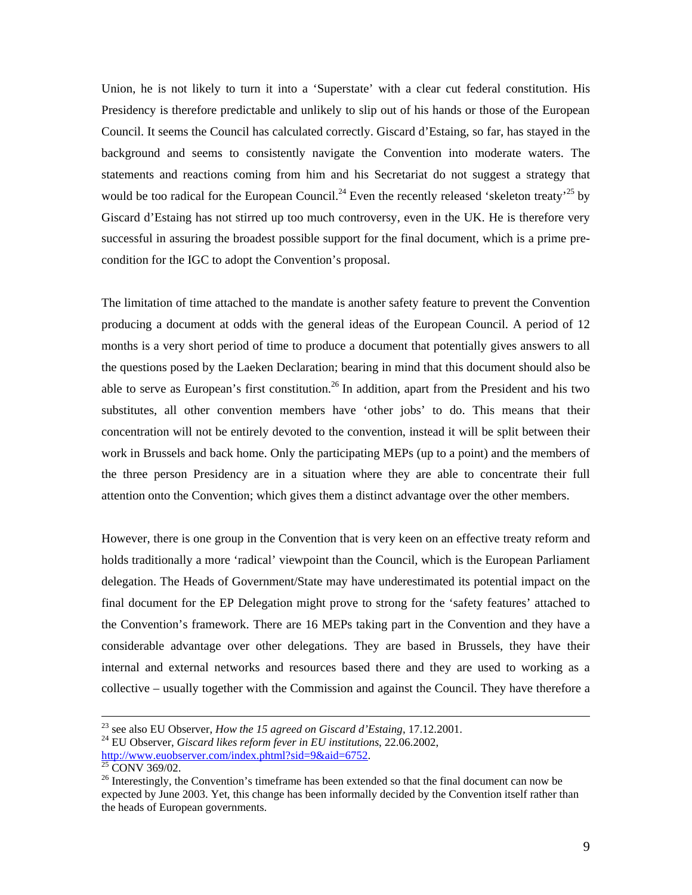Union, he is not likely to turn it into a 'Superstate' with a clear cut federal constitution. His Presidency is therefore predictable and unlikely to slip out of his hands or those of the European Council. It seems the Council has calculated correctly. Giscard d'Estaing, so far, has stayed in the background and seems to consistently navigate the Convention into moderate waters. The statements and reactions coming from him and his Secretariat do not suggest a strategy that would be too radical for the European Council.[24] Even the recently released 'skeleton treaty'[25] by Giscard d'Estaing has not stirred up too much controversy, even in the UK. He is therefore very successful in assuring the broadest possible support for the final document, which is a prime pre-condition for the IGC to adopt the Convention's proposal.

The limitation of time attached to the mandate is another safety feature to prevent the Convention producing a document at odds with the general ideas of the European Council. A period of 12 months is a very short period of time to produce a document that potentially gives answers to all the questions posed by the Laeken Declaration; bearing in mind that this document should also be able to serve as European's first constitution.[26] In addition, apart from the President and his two substitutes, all other convention members have 'other jobs' to do. This means that their concentration will not be entirely devoted to the convention, instead it will be split between their work in Brussels and back home. Only the participating MEPs (up to a point) and the members of the three person Presidency are in a situation where they are able to concentrate their full attention onto the Convention; which gives them a distinct advantage over the other members.

However, there is one group in the Convention that is very keen on an effective treaty reform and holds traditionally a more 'radical' viewpoint than the Council, which is the European Parliament delegation. The Heads of Government/State may have underestimated its potential impact on the final document for the EP Delegation might prove to strong for the 'safety features' attached to the Convention's framework. There are 16 MEPs taking part in the Convention and they have a considerable advantage over other delegations. They are based in Brussels, they have their internal and external networks and resources based there and they are used to working as a collective – usually together with the Commission and against the Council. They have therefore a

---

[23] see also EU Observer, *How the 15 agreed on Giscard d'Estaing*, 17.12.2001.

[24] EU Observer, *Giscard likes reform fever in EU institutions*, 22.06.2002, http://www.euobserver.com/index.phtml?sid=9&aid=6752.

[25] CONV 369/02.

[26] Interestingly, the Convention's timeframe has been extended so that the final document can now be expected by June 2003. Yet, this change has been informally decided by the Convention itself rather than the heads of European governments.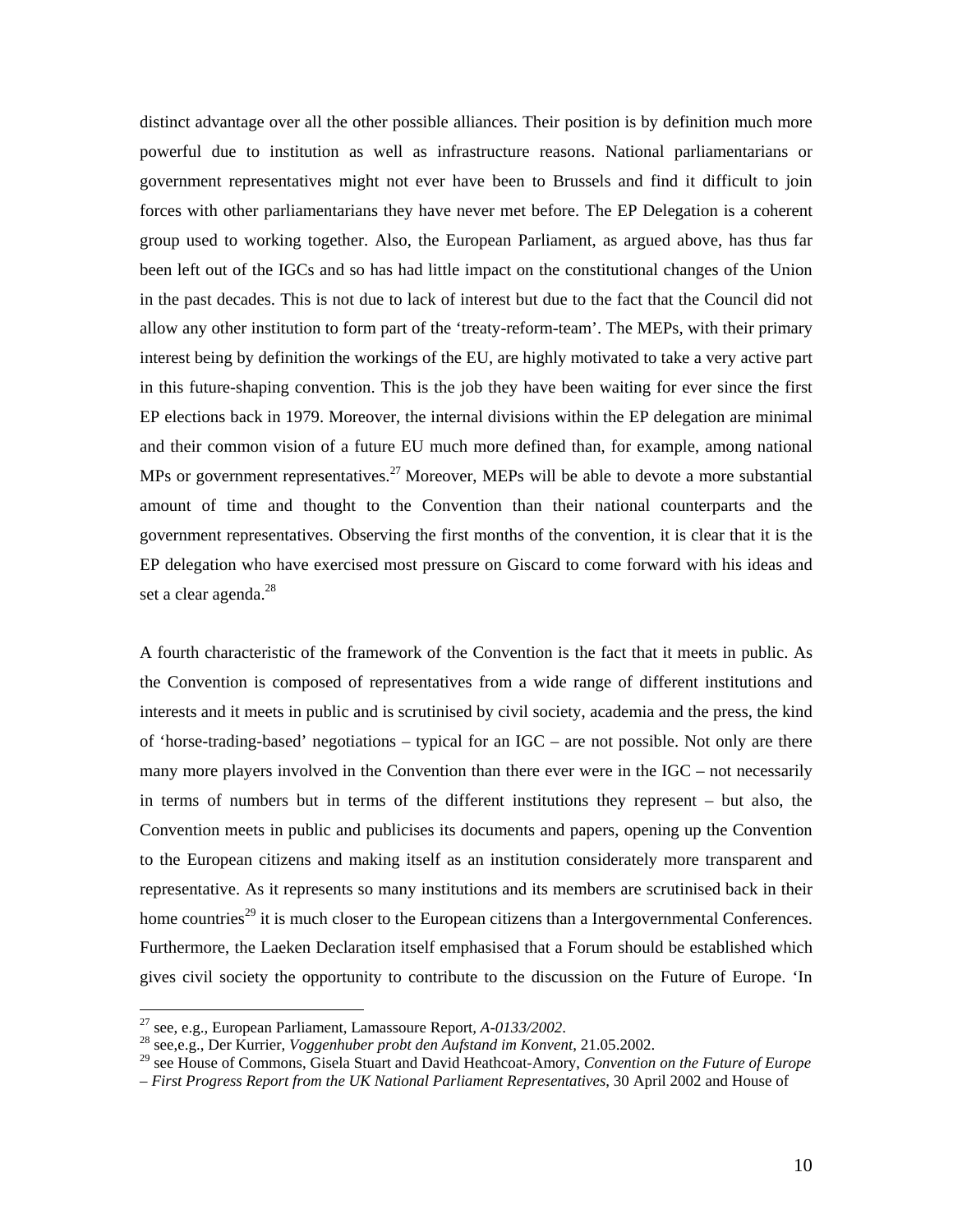distinct advantage over all the other possible alliances. Their position is by definition much more powerful due to institution as well as infrastructure reasons. National parliamentarians or government representatives might not ever have been to Brussels and find it difficult to join forces with other parliamentarians they have never met before. The EP Delegation is a coherent group used to working together. Also, the European Parliament, as argued above, has thus far been left out of the IGCs and so has had little impact on the constitutional changes of the Union in the past decades. This is not due to lack of interest but due to the fact that the Council did not allow any other institution to form part of the 'treaty-reform-team'. The MEPs, with their primary interest being by definition the workings of the EU, are highly motivated to take a very active part in this future-shaping convention. This is the job they have been waiting for ever since the first EP elections back in 1979. Moreover, the internal divisions within the EP delegation are minimal and their common vision of a future EU much more defined than, for example, among national MPs or government representatives.[27] Moreover, MEPs will be able to devote a more substantial amount of time and thought to the Convention than their national counterparts and the government representatives. Observing the first months of the convention, it is clear that it is the EP delegation who have exercised most pressure on Giscard to come forward with his ideas and set a clear agenda.[28]

A fourth characteristic of the framework of the Convention is the fact that it meets in public. As the Convention is composed of representatives from a wide range of different institutions and interests and it meets in public and is scrutinised by civil society, academia and the press, the kind of 'horse-trading-based' negotiations – typical for an IGC – are not possible. Not only are there many more players involved in the Convention than there ever were in the IGC – not necessarily in terms of numbers but in terms of the different institutions they represent – but also, the Convention meets in public and publicises its documents and papers, opening up the Convention to the European citizens and making itself as an institution considerately more transparent and representative. As it represents so many institutions and its members are scrutinised back in their home countries[29] it is much closer to the European citizens than a Intergovernmental Conferences. Furthermore, the Laeken Declaration itself emphasised that a Forum should be established which gives civil society the opportunity to contribute to the discussion on the Future of Europe. 'In

---

[27] see, e.g., European Parliament, Lamassoure Report, *A-0133/2002*.

[28] see,e.g., Der Kurrier, *Voggenhuber probt den Aufstand im Konvent*, 21.05.2002.

[29] see House of Commons, Gisela Stuart and David Heathcoat-Amory, *Convention on the Future of Europe – First Progress Report from the UK National Parliament Representatives*, 30 April 2002 and House of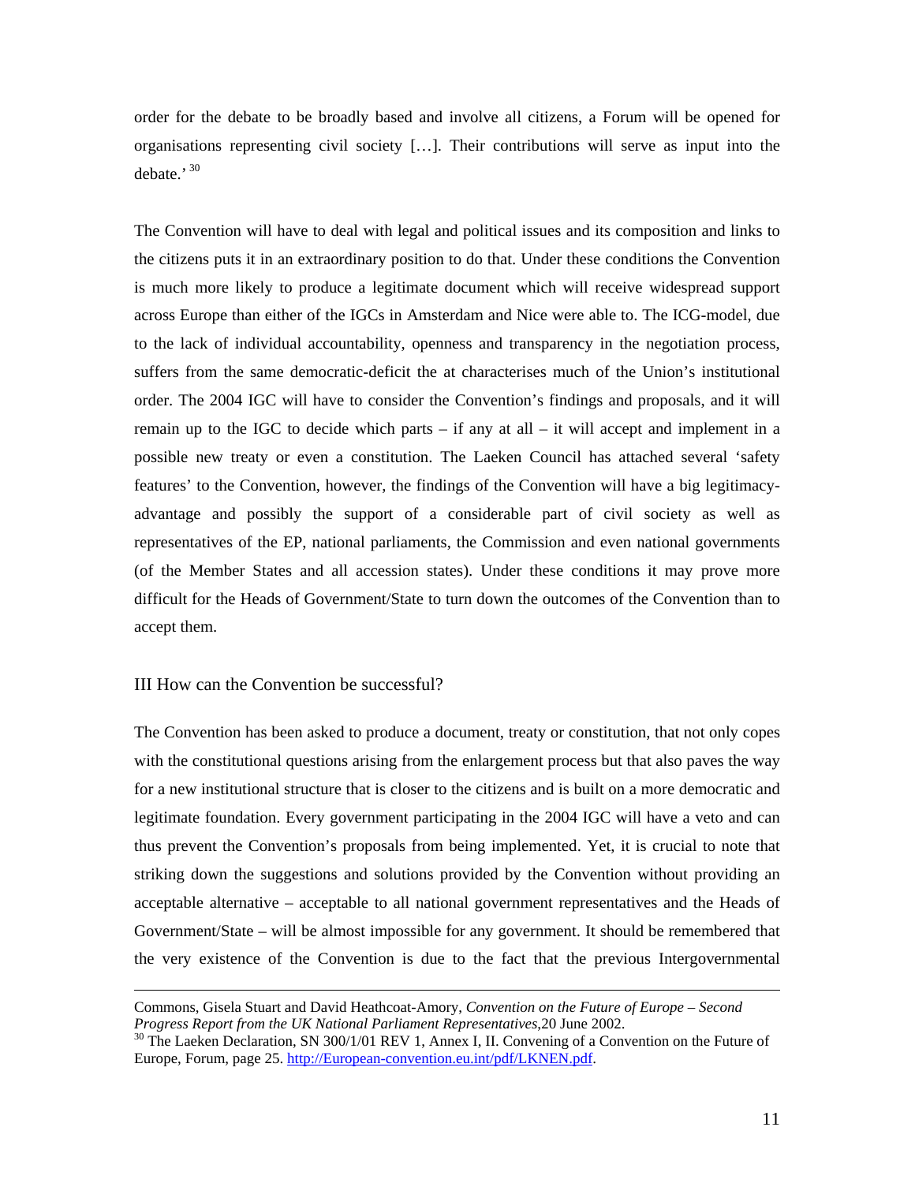order for the debate to be broadly based and involve all citizens, a Forum will be opened for organisations representing civil society […]. Their contributions will serve as input into the debate.' [30]

The Convention will have to deal with legal and political issues and its composition and links to the citizens puts it in an extraordinary position to do that. Under these conditions the Convention is much more likely to produce a legitimate document which will receive widespread support across Europe than either of the IGCs in Amsterdam and Nice were able to. The ICG-model, due to the lack of individual accountability, openness and transparency in the negotiation process, suffers from the same democratic-deficit the at characterises much of the Union's institutional order. The 2004 IGC will have to consider the Convention's findings and proposals, and it will remain up to the IGC to decide which parts – if any at all – it will accept and implement in a possible new treaty or even a constitution. The Laeken Council has attached several 'safety features' to the Convention, however, the findings of the Convention will have a big legitimacy-advantage and possibly the support of a considerable part of civil society as well as representatives of the EP, national parliaments, the Commission and even national governments (of the Member States and all accession states). Under these conditions it may prove more difficult for the Heads of Government/State to turn down the outcomes of the Convention than to accept them.

## III How can the Convention be successful?

The Convention has been asked to produce a document, treaty or constitution, that not only copes with the constitutional questions arising from the enlargement process but that also paves the way for a new institutional structure that is closer to the citizens and is built on a more democratic and legitimate foundation. Every government participating in the 2004 IGC will have a veto and can thus prevent the Convention's proposals from being implemented. Yet, it is crucial to note that striking down the suggestions and solutions provided by the Convention without providing an acceptable alternative – acceptable to all national government representatives and the Heads of Government/State – will be almost impossible for any government. It should be remembered that the very existence of the Convention is due to the fact that the previous Intergovernmental

---

Commons, Gisela Stuart and David Heathcoat-Amory, *Convention on the Future of Europe – Second Progress Report from the UK National Parliament Representatives*,20 June 2002.

[30] The Laeken Declaration, SN 300/1/01 REV 1, Annex I, II. Convening of a Convention on the Future of Europe, Forum, page 25. http://European-convention.eu.int/pdf/LKNEN.pdf.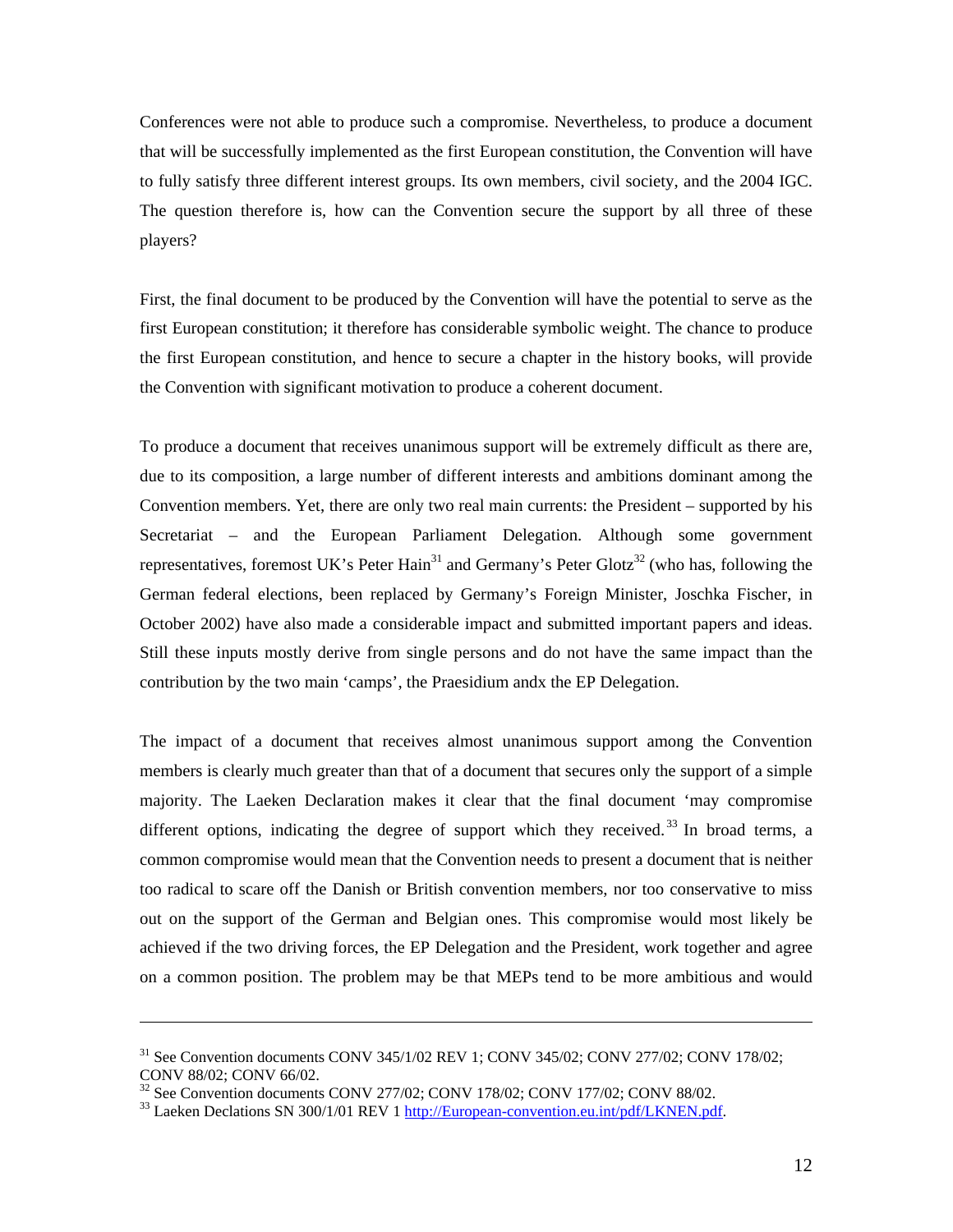Conferences were not able to produce such a compromise. Nevertheless, to produce a document that will be successfully implemented as the first European constitution, the Convention will have to fully satisfy three different interest groups. Its own members, civil society, and the 2004 IGC. The question therefore is, how can the Convention secure the support by all three of these players?

First, the final document to be produced by the Convention will have the potential to serve as the first European constitution; it therefore has considerable symbolic weight. The chance to produce the first European constitution, and hence to secure a chapter in the history books, will provide the Convention with significant motivation to produce a coherent document.

To produce a document that receives unanimous support will be extremely difficult as there are, due to its composition, a large number of different interests and ambitions dominant among the Convention members. Yet, there are only two real main currents: the President – supported by his Secretariat – and the European Parliament Delegation. Although some government representatives, foremost UK's Peter Hain[31] and Germany's Peter Glotz[32] (who has, following the German federal elections, been replaced by Germany's Foreign Minister, Joschka Fischer, in October 2002) have also made a considerable impact and submitted important papers and ideas. Still these inputs mostly derive from single persons and do not have the same impact than the contribution by the two main 'camps', the Praesidium andx the EP Delegation.

The impact of a document that receives almost unanimous support among the Convention members is clearly much greater than that of a document that secures only the support of a simple majority. The Laeken Declaration makes it clear that the final document 'may compromise different options, indicating the degree of support which they received.[33] In broad terms, a common compromise would mean that the Convention needs to present a document that is neither too radical to scare off the Danish or British convention members, nor too conservative to miss out on the support of the German and Belgian ones. This compromise would most likely be achieved if the two driving forces, the EP Delegation and the President, work together and agree on a common position. The problem may be that MEPs tend to be more ambitious and would

---

[31] See Convention documents CONV 345/1/02 REV 1; CONV 345/02; CONV 277/02; CONV 178/02; CONV 88/02; CONV 66/02.

[32] See Convention documents CONV 277/02; CONV 178/02; CONV 177/02; CONV 88/02.

[33] Laeken Declations SN 300/1/01 REV 1 http://European-convention.eu.int/pdf/LKNEN.pdf.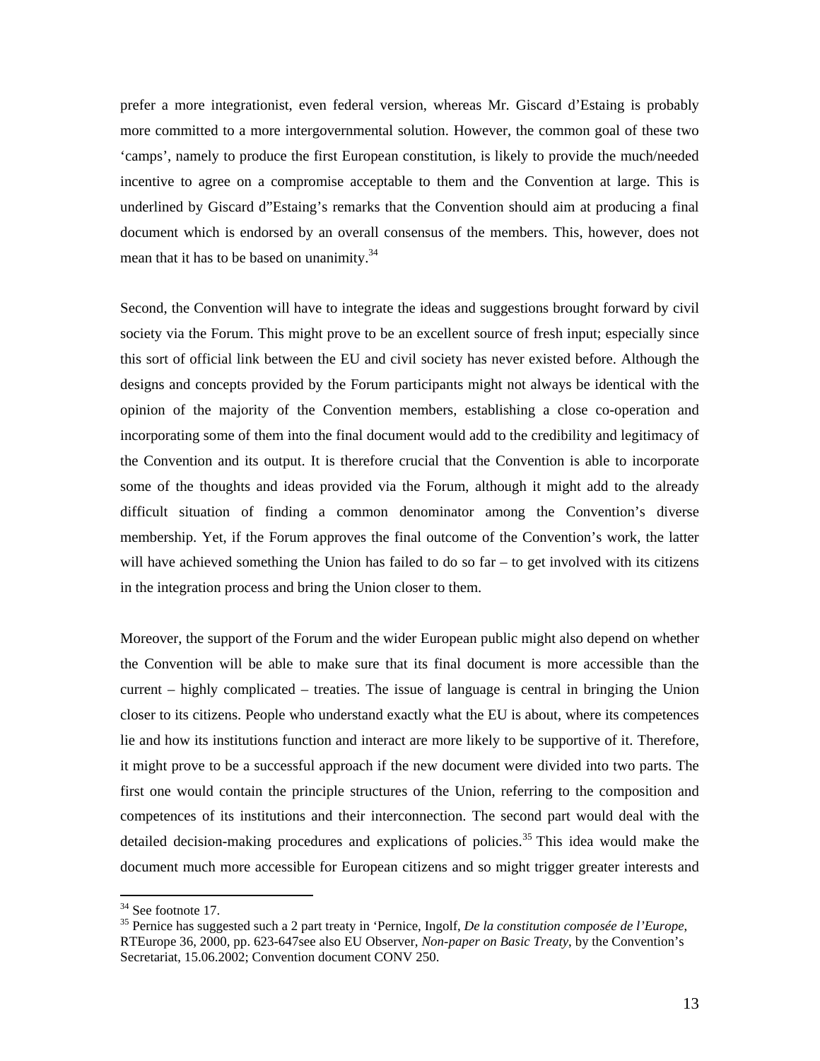prefer a more integrationist, even federal version, whereas Mr. Giscard d'Estaing is probably more committed to a more intergovernmental solution. However, the common goal of these two 'camps', namely to produce the first European constitution, is likely to provide the much/needed incentive to agree on a compromise acceptable to them and the Convention at large. This is underlined by Giscard d"Estaing's remarks that the Convention should aim at producing a final document which is endorsed by an overall consensus of the members. This, however, does not mean that it has to be based on unanimity.[34]

Second, the Convention will have to integrate the ideas and suggestions brought forward by civil society via the Forum. This might prove to be an excellent source of fresh input; especially since this sort of official link between the EU and civil society has never existed before. Although the designs and concepts provided by the Forum participants might not always be identical with the opinion of the majority of the Convention members, establishing a close co-operation and incorporating some of them into the final document would add to the credibility and legitimacy of the Convention and its output. It is therefore crucial that the Convention is able to incorporate some of the thoughts and ideas provided via the Forum, although it might add to the already difficult situation of finding a common denominator among the Convention's diverse membership. Yet, if the Forum approves the final outcome of the Convention's work, the latter will have achieved something the Union has failed to do so far – to get involved with its citizens in the integration process and bring the Union closer to them.

Moreover, the support of the Forum and the wider European public might also depend on whether the Convention will be able to make sure that its final document is more accessible than the current – highly complicated – treaties. The issue of language is central in bringing the Union closer to its citizens. People who understand exactly what the EU is about, where its competences lie and how its institutions function and interact are more likely to be supportive of it. Therefore, it might prove to be a successful approach if the new document were divided into two parts. The first one would contain the principle structures of the Union, referring to the composition and competences of its institutions and their interconnection. The second part would deal with the detailed decision-making procedures and explications of policies.[35] This idea would make the document much more accessible for European citizens and so might trigger greater interests and

---

[34] See footnote 17.

[35] Pernice has suggested such a 2 part treaty in 'Pernice, Ingolf, *De la constitution composée de l'Europe*, RTEurope 36, 2000, pp. 623-647see also EU Observer, *Non-paper on Basic Treaty*, by the Convention's Secretariat, 15.06.2002; Convention document CONV 250.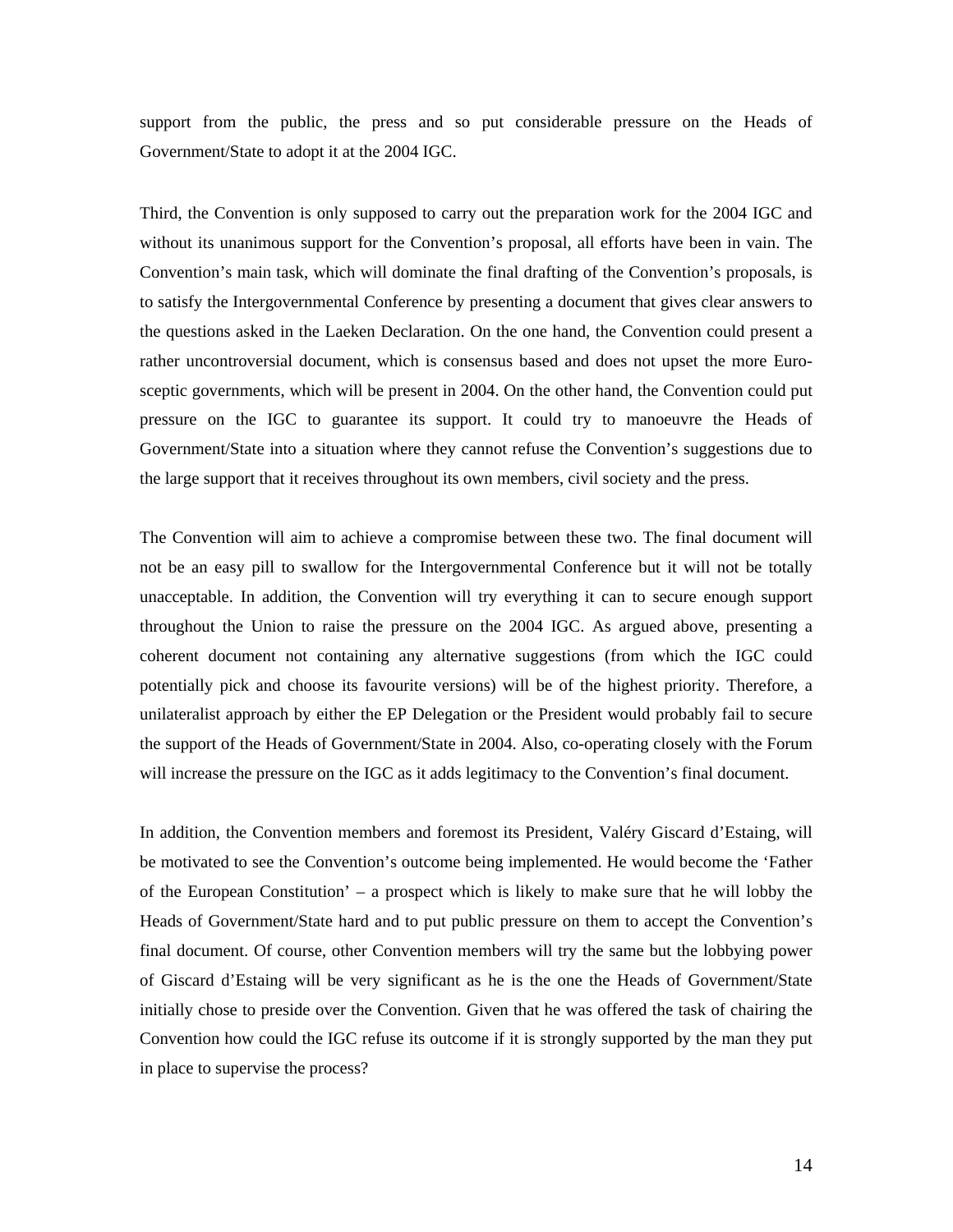support from the public, the press and so put considerable pressure on the Heads of Government/State to adopt it at the 2004 IGC.

Third, the Convention is only supposed to carry out the preparation work for the 2004 IGC and without its unanimous support for the Convention's proposal, all efforts have been in vain. The Convention's main task, which will dominate the final drafting of the Convention's proposals, is to satisfy the Intergovernmental Conference by presenting a document that gives clear answers to the questions asked in the Laeken Declaration. On the one hand, the Convention could present a rather uncontroversial document, which is consensus based and does not upset the more Euro-sceptic governments, which will be present in 2004. On the other hand, the Convention could put pressure on the IGC to guarantee its support. It could try to manoeuvre the Heads of Government/State into a situation where they cannot refuse the Convention's suggestions due to the large support that it receives throughout its own members, civil society and the press.

The Convention will aim to achieve a compromise between these two. The final document will not be an easy pill to swallow for the Intergovernmental Conference but it will not be totally unacceptable. In addition, the Convention will try everything it can to secure enough support throughout the Union to raise the pressure on the 2004 IGC. As argued above, presenting a coherent document not containing any alternative suggestions (from which the IGC could potentially pick and choose its favourite versions) will be of the highest priority. Therefore, a unilateralist approach by either the EP Delegation or the President would probably fail to secure the support of the Heads of Government/State in 2004. Also, co-operating closely with the Forum will increase the pressure on the IGC as it adds legitimacy to the Convention's final document.

In addition, the Convention members and foremost its President, Valéry Giscard d'Estaing, will be motivated to see the Convention's outcome being implemented. He would become the 'Father of the European Constitution' – a prospect which is likely to make sure that he will lobby the Heads of Government/State hard and to put public pressure on them to accept the Convention's final document. Of course, other Convention members will try the same but the lobbying power of Giscard d'Estaing will be very significant as he is the one the Heads of Government/State initially chose to preside over the Convention. Given that he was offered the task of chairing the Convention how could the IGC refuse its outcome if it is strongly supported by the man they put in place to supervise the process?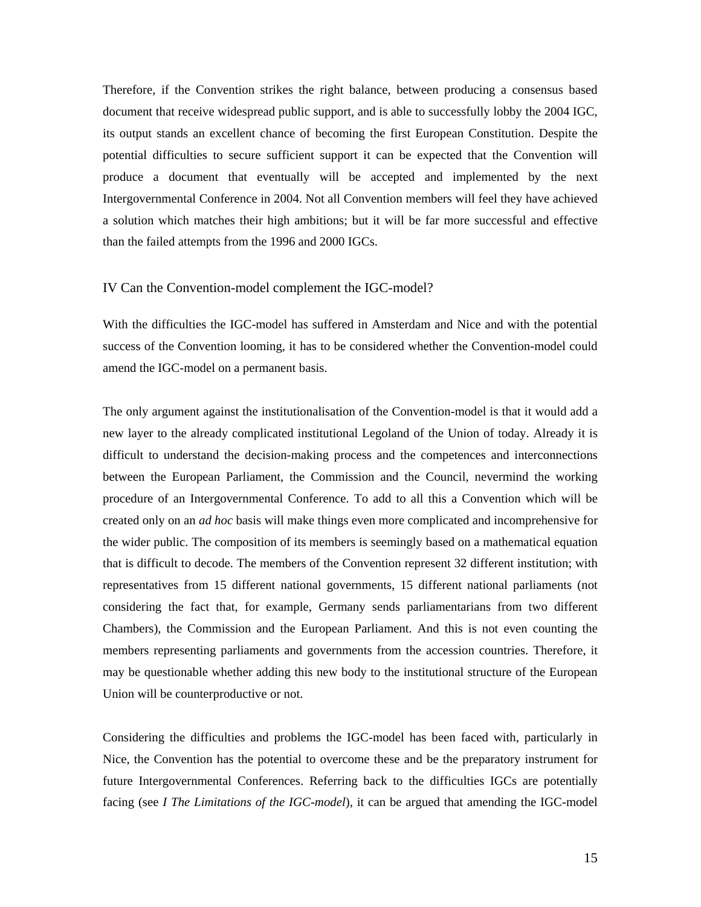Therefore, if the Convention strikes the right balance, between producing a consensus based document that receive widespread public support, and is able to successfully lobby the 2004 IGC, its output stands an excellent chance of becoming the first European Constitution. Despite the potential difficulties to secure sufficient support it can be expected that the Convention will produce a document that eventually will be accepted and implemented by the next Intergovernmental Conference in 2004. Not all Convention members will feel they have achieved a solution which matches their high ambitions; but it will be far more successful and effective than the failed attempts from the 1996 and 2000 IGCs.

## IV Can the Convention-model complement the IGC-model?

With the difficulties the IGC-model has suffered in Amsterdam and Nice and with the potential success of the Convention looming, it has to be considered whether the Convention-model could amend the IGC-model on a permanent basis.

The only argument against the institutionalisation of the Convention-model is that it would add a new layer to the already complicated institutional Legoland of the Union of today. Already it is difficult to understand the decision-making process and the competences and interconnections between the European Parliament, the Commission and the Council, nevermind the working procedure of an Intergovernmental Conference. To add to all this a Convention which will be created only on an *ad hoc* basis will make things even more complicated and incomprehensive for the wider public. The composition of its members is seemingly based on a mathematical equation that is difficult to decode. The members of the Convention represent 32 different institution; with representatives from 15 different national governments, 15 different national parliaments (not considering the fact that, for example, Germany sends parliamentarians from two different Chambers), the Commission and the European Parliament. And this is not even counting the members representing parliaments and governments from the accession countries. Therefore, it may be questionable whether adding this new body to the institutional structure of the European Union will be counterproductive or not.

Considering the difficulties and problems the IGC-model has been faced with, particularly in Nice, the Convention has the potential to overcome these and be the preparatory instrument for future Intergovernmental Conferences. Referring back to the difficulties IGCs are potentially facing (see *I The Limitations of the IGC-model*), it can be argued that amending the IGC-model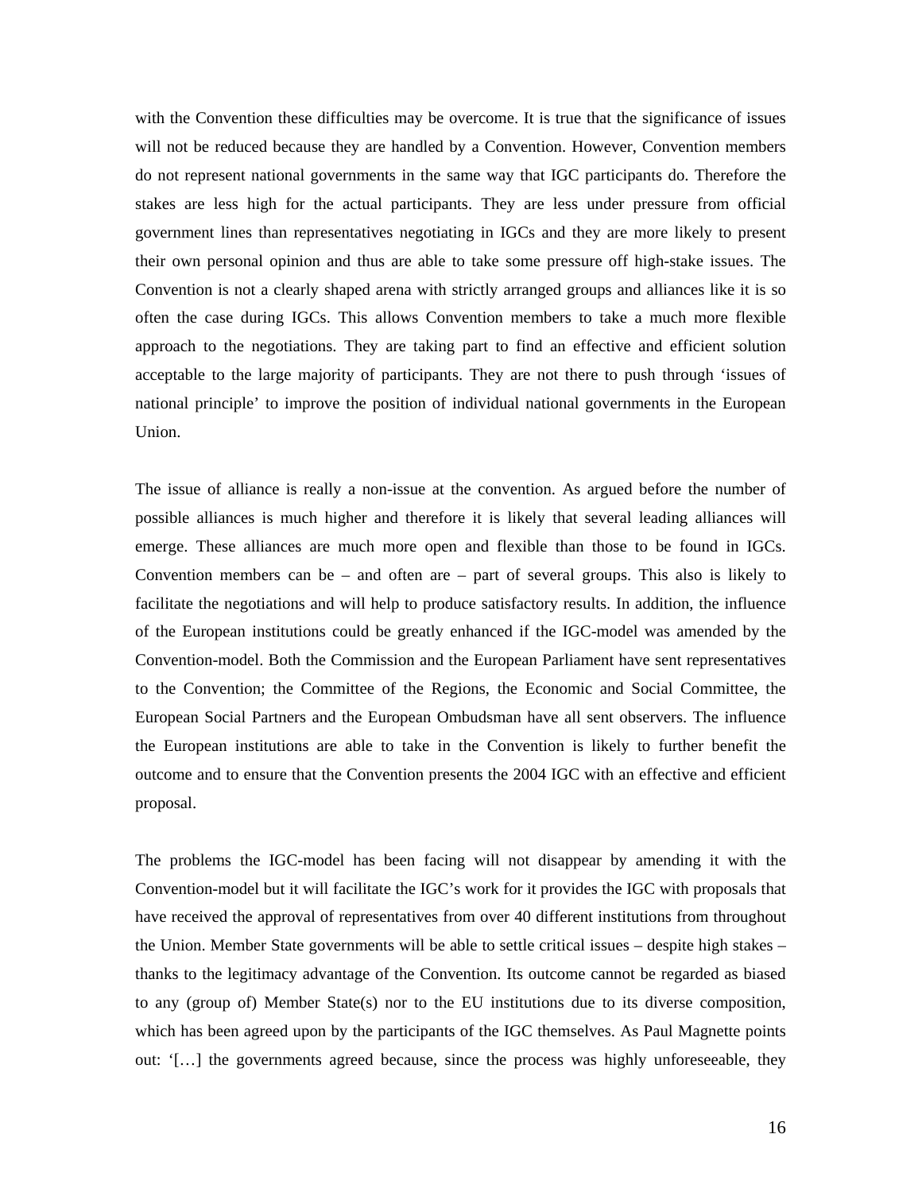with the Convention these difficulties may be overcome. It is true that the significance of issues will not be reduced because they are handled by a Convention. However, Convention members do not represent national governments in the same way that IGC participants do. Therefore the stakes are less high for the actual participants. They are less under pressure from official government lines than representatives negotiating in IGCs and they are more likely to present their own personal opinion and thus are able to take some pressure off high-stake issues. The Convention is not a clearly shaped arena with strictly arranged groups and alliances like it is so often the case during IGCs. This allows Convention members to take a much more flexible approach to the negotiations. They are taking part to find an effective and efficient solution acceptable to the large majority of participants. They are not there to push through 'issues of national principle' to improve the position of individual national governments in the European Union.

The issue of alliance is really a non-issue at the convention. As argued before the number of possible alliances is much higher and therefore it is likely that several leading alliances will emerge. These alliances are much more open and flexible than those to be found in IGCs. Convention members can be – and often are – part of several groups. This also is likely to facilitate the negotiations and will help to produce satisfactory results. In addition, the influence of the European institutions could be greatly enhanced if the IGC-model was amended by the Convention-model. Both the Commission and the European Parliament have sent representatives to the Convention; the Committee of the Regions, the Economic and Social Committee, the European Social Partners and the European Ombudsman have all sent observers. The influence the European institutions are able to take in the Convention is likely to further benefit the outcome and to ensure that the Convention presents the 2004 IGC with an effective and efficient proposal.

The problems the IGC-model has been facing will not disappear by amending it with the Convention-model but it will facilitate the IGC's work for it provides the IGC with proposals that have received the approval of representatives from over 40 different institutions from throughout the Union. Member State governments will be able to settle critical issues – despite high stakes – thanks to the legitimacy advantage of the Convention. Its outcome cannot be regarded as biased to any (group of) Member State(s) nor to the EU institutions due to its diverse composition, which has been agreed upon by the participants of the IGC themselves. As Paul Magnette points out: '[…] the governments agreed because, since the process was highly unforeseeable, they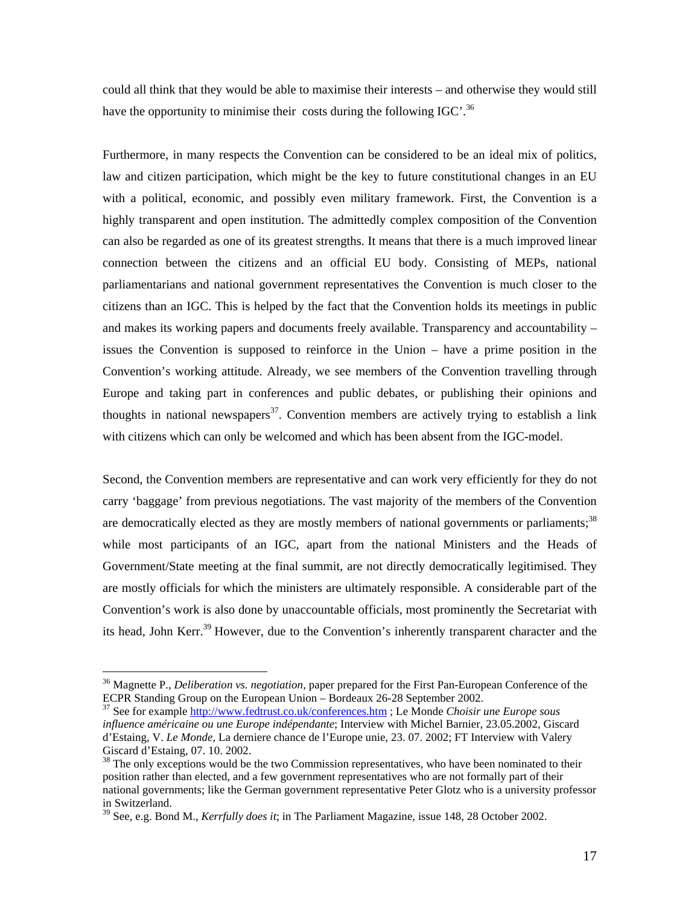could all think that they would be able to maximise their interests – and otherwise they would still have the opportunity to minimise their costs during the following IGC'.[36]

Furthermore, in many respects the Convention can be considered to be an ideal mix of politics, law and citizen participation, which might be the key to future constitutional changes in an EU with a political, economic, and possibly even military framework. First, the Convention is a highly transparent and open institution. The admittedly complex composition of the Convention can also be regarded as one of its greatest strengths. It means that there is a much improved linear connection between the citizens and an official EU body. Consisting of MEPs, national parliamentarians and national government representatives the Convention is much closer to the citizens than an IGC. This is helped by the fact that the Convention holds its meetings in public and makes its working papers and documents freely available. Transparency and accountability – issues the Convention is supposed to reinforce in the Union – have a prime position in the Convention's working attitude. Already, we see members of the Convention travelling through Europe and taking part in conferences and public debates, or publishing their opinions and thoughts in national newspapers[37]. Convention members are actively trying to establish a link with citizens which can only be welcomed and which has been absent from the IGC-model.

Second, the Convention members are representative and can work very efficiently for they do not carry 'baggage' from previous negotiations. The vast majority of the members of the Convention are democratically elected as they are mostly members of national governments or parliaments;[38] while most participants of an IGC, apart from the national Ministers and the Heads of Government/State meeting at the final summit, are not directly democratically legitimised. They are mostly officials for which the ministers are ultimately responsible. A considerable part of the Convention's work is also done by unaccountable officials, most prominently the Secretariat with its head, John Kerr.[39] However, due to the Convention's inherently transparent character and the

---

[36] Magnette P., *Deliberation vs. negotiation*, paper prepared for the First Pan-European Conference of the ECPR Standing Group on the European Union – Bordeaux 26-28 September 2002.

[37] See for example http://www.fedtrust.co.uk/conferences.htm ; Le Monde *Choisir une Europe sous influence américaine ou une Europe indépendante*; Interview with Michel Barnier, 23.05.2002, Giscard d'Estaing, V. *Le Monde*, La derniere chance de l'Europe unie, 23. 07. 2002; FT Interview with Valery Giscard d'Estaing, 07. 10. 2002.

[38] The only exceptions would be the two Commission representatives, who have been nominated to their position rather than elected, and a few government representatives who are not formally part of their national governments; like the German government representative Peter Glotz who is a university professor in Switzerland.

[39] See, e.g. Bond M., *Kerrfully does it*; in The Parliament Magazine, issue 148, 28 October 2002.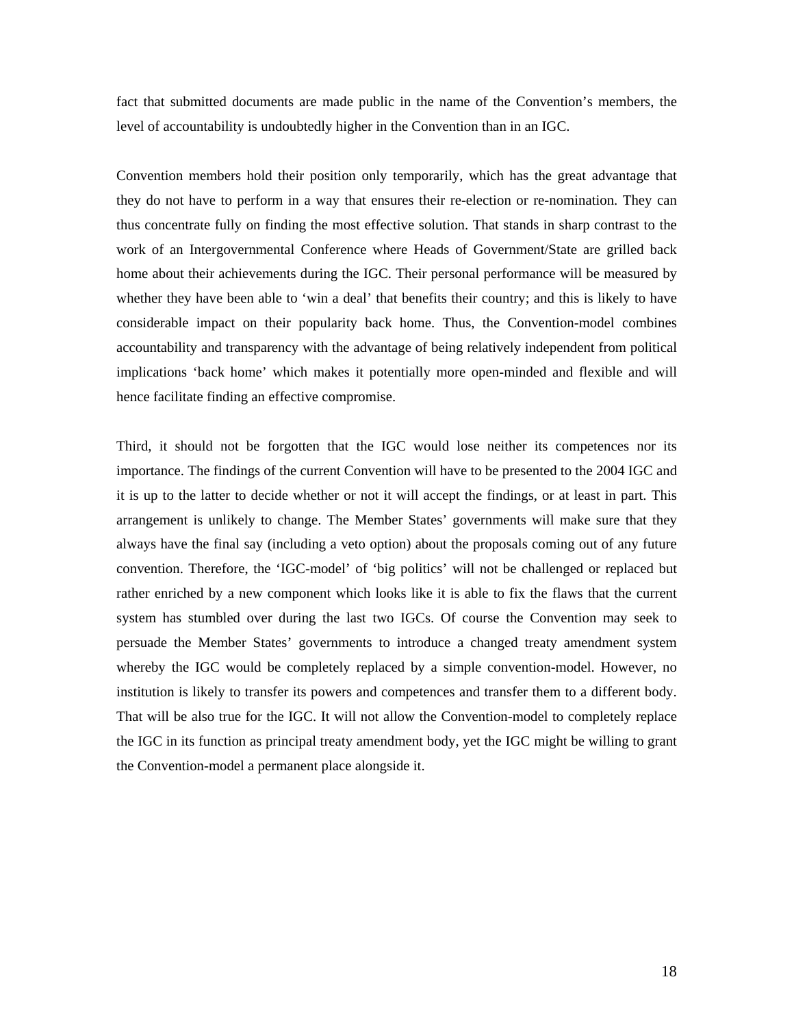fact that submitted documents are made public in the name of the Convention's members, the level of accountability is undoubtedly higher in the Convention than in an IGC.

Convention members hold their position only temporarily, which has the great advantage that they do not have to perform in a way that ensures their re-election or re-nomination. They can thus concentrate fully on finding the most effective solution. That stands in sharp contrast to the work of an Intergovernmental Conference where Heads of Government/State are grilled back home about their achievements during the IGC. Their personal performance will be measured by whether they have been able to 'win a deal' that benefits their country; and this is likely to have considerable impact on their popularity back home. Thus, the Convention-model combines accountability and transparency with the advantage of being relatively independent from political implications 'back home' which makes it potentially more open-minded and flexible and will hence facilitate finding an effective compromise.

Third, it should not be forgotten that the IGC would lose neither its competences nor its importance. The findings of the current Convention will have to be presented to the 2004 IGC and it is up to the latter to decide whether or not it will accept the findings, or at least in part. This arrangement is unlikely to change. The Member States' governments will make sure that they always have the final say (including a veto option) about the proposals coming out of any future convention. Therefore, the 'IGC-model' of 'big politics' will not be challenged or replaced but rather enriched by a new component which looks like it is able to fix the flaws that the current system has stumbled over during the last two IGCs. Of course the Convention may seek to persuade the Member States' governments to introduce a changed treaty amendment system whereby the IGC would be completely replaced by a simple convention-model. However, no institution is likely to transfer its powers and competences and transfer them to a different body. That will be also true for the IGC. It will not allow the Convention-model to completely replace the IGC in its function as principal treaty amendment body, yet the IGC might be willing to grant the Convention-model a permanent place alongside it.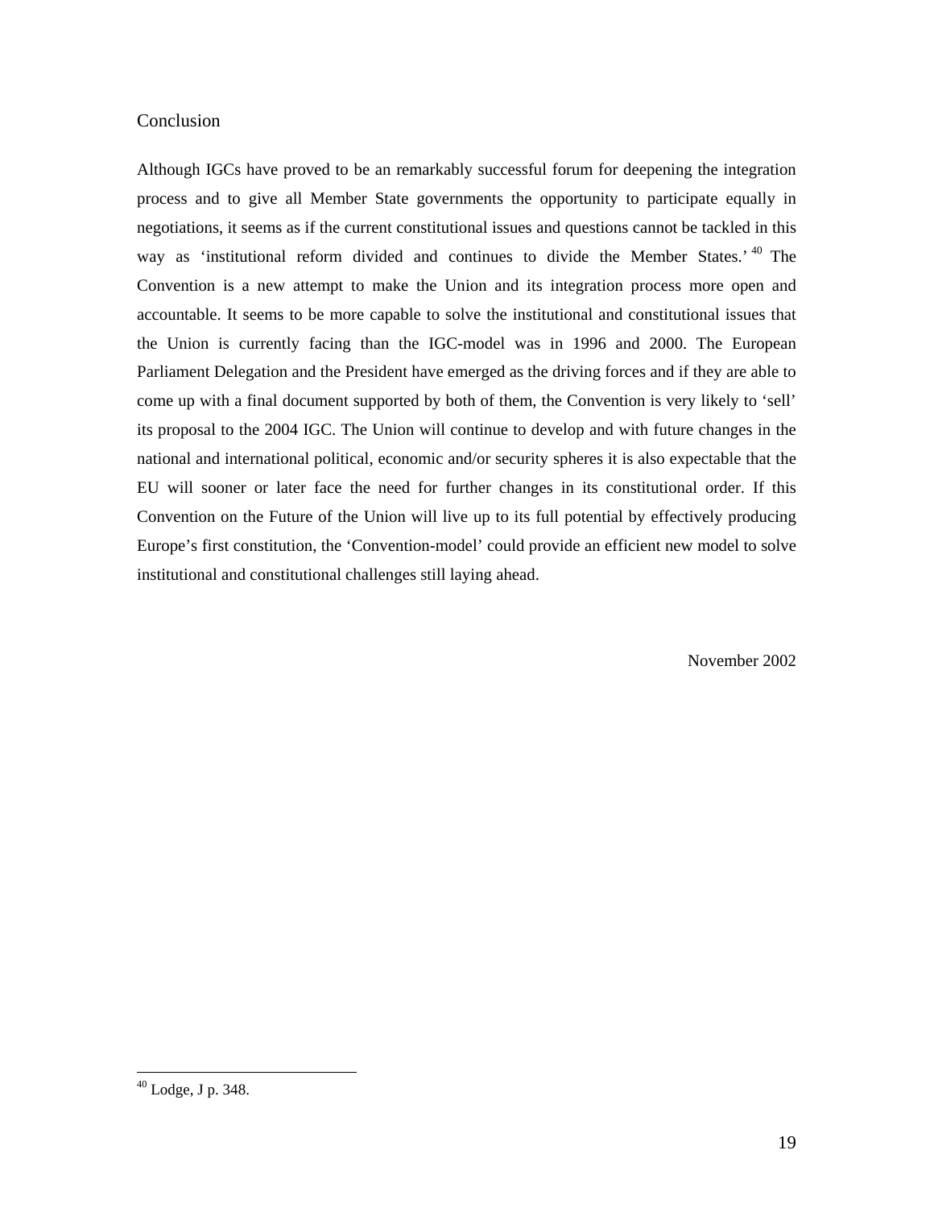## Conclusion

Although IGCs have proved to be an remarkably successful forum for deepening the integration process and to give all Member State governments the opportunity to participate equally in negotiations, it seems as if the current constitutional issues and questions cannot be tackled in this way as 'institutional reform divided and continues to divide the Member States.'[40] The Convention is a new attempt to make the Union and its integration process more open and accountable. It seems to be more capable to solve the institutional and constitutional issues that the Union is currently facing than the IGC-model was in 1996 and 2000. The European Parliament Delegation and the President have emerged as the driving forces and if they are able to come up with a final document supported by both of them, the Convention is very likely to 'sell' its proposal to the 2004 IGC. The Union will continue to develop and with future changes in the national and international political, economic and/or security spheres it is also expectable that the EU will sooner or later face the need for further changes in its constitutional order. If this Convention on the Future of the Union will live up to its full potential by effectively producing Europe's first constitution, the 'Convention-model' could provide an efficient new model to solve institutional and constitutional challenges still laying ahead.

November 2002

[40] Lodge, J p. 348.